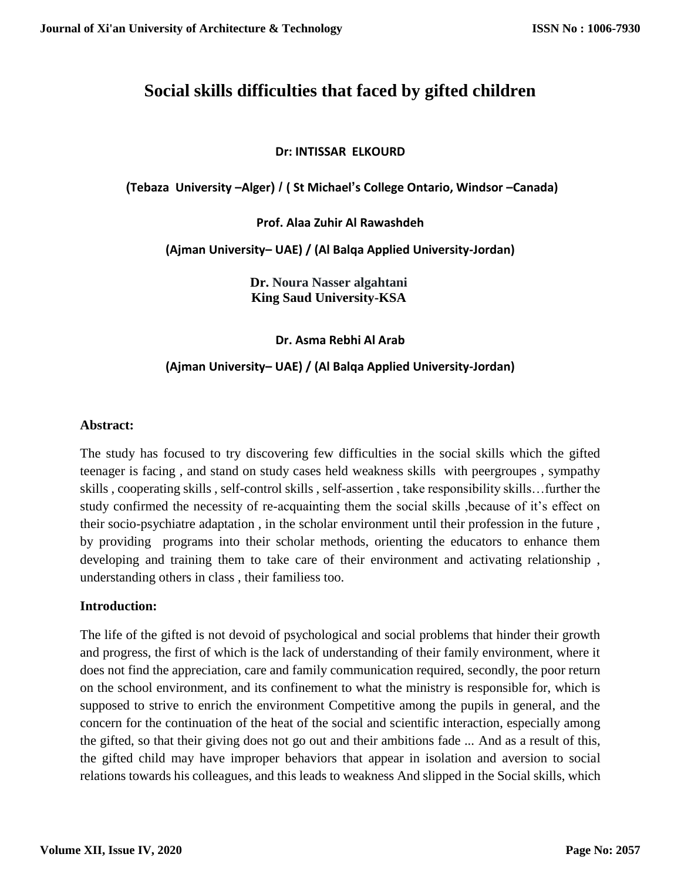# Social skills difficulties that faced by gifted children

**Dr: INTISSAR ELKOURD**

**(Tebaza University –Alger) / ( St Michael's College Ontario, Windsor –Canada)**

**Prof. Alaa Zuhir Al Rawashdeh**

**(Ajman University– UAE) / (Al Balqa Applied University-Jordan)**

**Dr. Noura Nasser algahtani**
**King Saud University-KSA**

**Dr. Asma Rebhi Al Arab**

**(Ajman University– UAE) / (Al Balqa Applied University-Jordan)**

**Abstract:**

The study has focused to try discovering few difficulties in the social skills which the gifted teenager is facing , and stand on study cases held weakness skills with peergroupes , sympathy skills , cooperating skills , self-control skills , self-assertion , take responsibility skills…further the study confirmed the necessity of re-acquainting them the social skills ,because of it's effect on their socio-psychiatre adaptation , in the scholar environment until their profession in the future , by providing programs into their scholar methods, orienting the educators to enhance them developing and training them to take care of their environment and activating relationship , understanding others in class , their familiess too.

**Introduction:**

The life of the gifted is not devoid of psychological and social problems that hinder their growth and progress, the first of which is the lack of understanding of their family environment, where it does not find the appreciation, care and family communication required, secondly, the poor return on the school environment, and its confinement to what the ministry is responsible for, which is supposed to strive to enrich the environment Competitive among the pupils in general, and the concern for the continuation of the heat of the social and scientific interaction, especially among the gifted, so that their giving does not go out and their ambitions fade ... And as a result of this, the gifted child may have improper behaviors that appear in isolation and aversion to social relations towards his colleagues, and this leads to weakness And slipped in the Social skills, which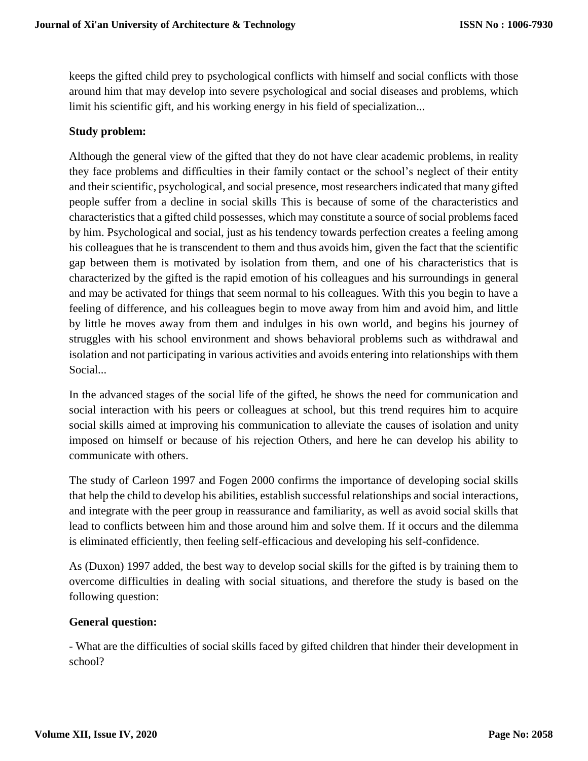keeps the gifted child prey to psychological conflicts with himself and social conflicts with those around him that may develop into severe psychological and social diseases and problems, which limit his scientific gift, and his working energy in his field of specialization...

**Study problem:**

Although the general view of the gifted that they do not have clear academic problems, in reality they face problems and difficulties in their family contact or the school's neglect of their entity and their scientific, psychological, and social presence, most researchers indicated that many gifted people suffer from a decline in social skills This is because of some of the characteristics and characteristics that a gifted child possesses, which may constitute a source of social problems faced by him. Psychological and social, just as his tendency towards perfection creates a feeling among his colleagues that he is transcendent to them and thus avoids him, given the fact that the scientific gap between them is motivated by isolation from them, and one of his characteristics that is characterized by the gifted is the rapid emotion of his colleagues and his surroundings in general and may be activated for things that seem normal to his colleagues. With this you begin to have a feeling of difference, and his colleagues begin to move away from him and avoid him, and little by little he moves away from them and indulges in his own world, and begins his journey of struggles with his school environment and shows behavioral problems such as withdrawal and isolation and not participating in various activities and avoids entering into relationships with them Social...

In the advanced stages of the social life of the gifted, he shows the need for communication and social interaction with his peers or colleagues at school, but this trend requires him to acquire social skills aimed at improving his communication to alleviate the causes of isolation and unity imposed on himself or because of his rejection Others, and here he can develop his ability to communicate with others.

The study of Carleon 1997 and Fogen 2000 confirms the importance of developing social skills that help the child to develop his abilities, establish successful relationships and social interactions, and integrate with the peer group in reassurance and familiarity, as well as avoid social skills that lead to conflicts between him and those around him and solve them. If it occurs and the dilemma is eliminated efficiently, then feeling self-efficacious and developing his self-confidence.

As (Duxon) 1997 added, the best way to develop social skills for the gifted is by training them to overcome difficulties in dealing with social situations, and therefore the study is based on the following question:

**General question:**

- What are the difficulties of social skills faced by gifted children that hinder their development in school?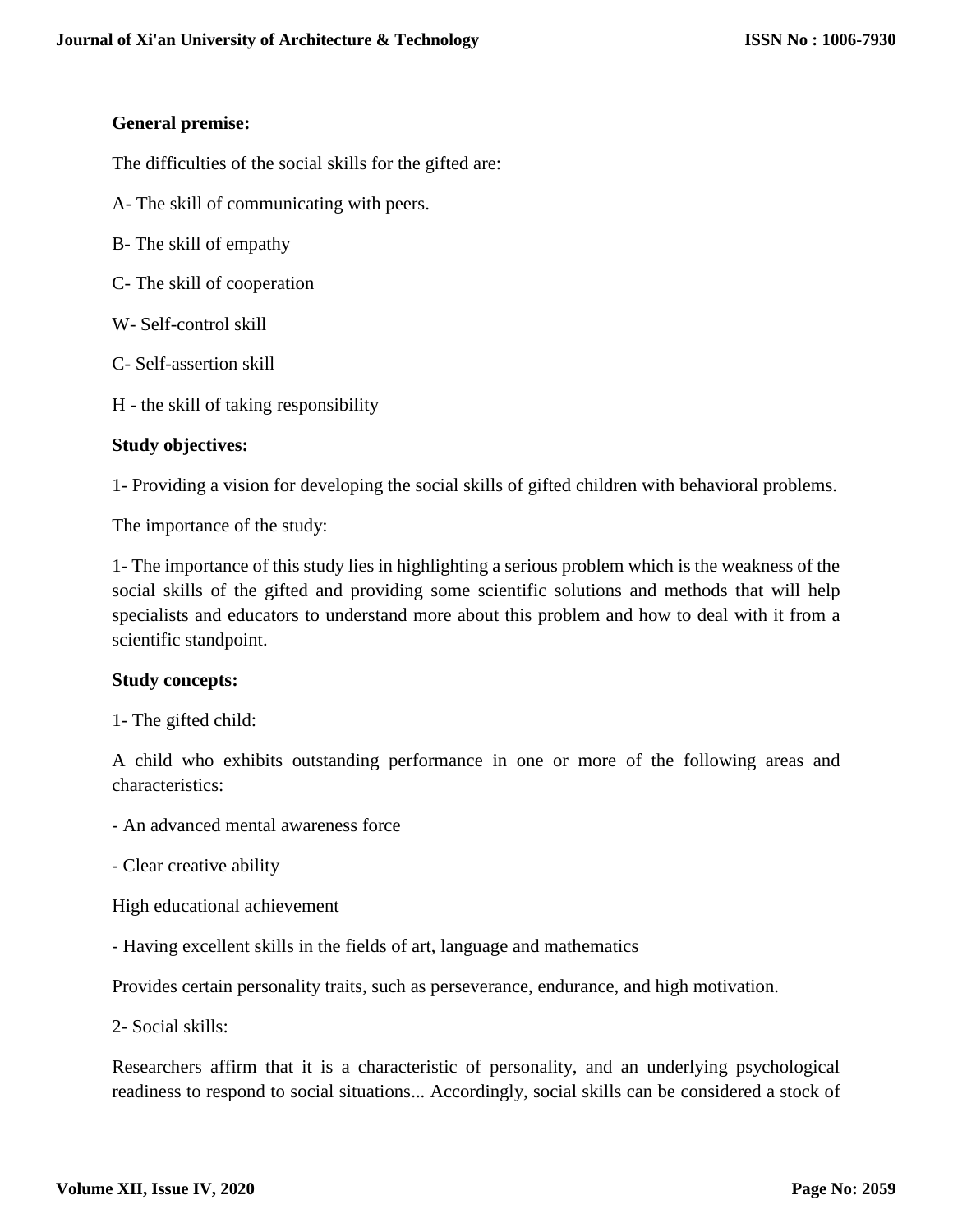**General premise:**

The difficulties of the social skills for the gifted are:

A- The skill of communicating with peers.

B- The skill of empathy

C- The skill of cooperation

W- Self-control skill

C- Self-assertion skill

H - the skill of taking responsibility

**Study objectives:**

1- Providing a vision for developing the social skills of gifted children with behavioral problems.

The importance of the study:

1- The importance of this study lies in highlighting a serious problem which is the weakness of the social skills of the gifted and providing some scientific solutions and methods that will help specialists and educators to understand more about this problem and how to deal with it from a scientific standpoint.

**Study concepts:**

1- The gifted child:

A child who exhibits outstanding performance in one or more of the following areas and characteristics:

- An advanced mental awareness force
- Clear creative ability

High educational achievement

- Having excellent skills in the fields of art, language and mathematics

Provides certain personality traits, such as perseverance, endurance, and high motivation.

2- Social skills:

Researchers affirm that it is a characteristic of personality, and an underlying psychological readiness to respond to social situations... Accordingly, social skills can be considered a stock of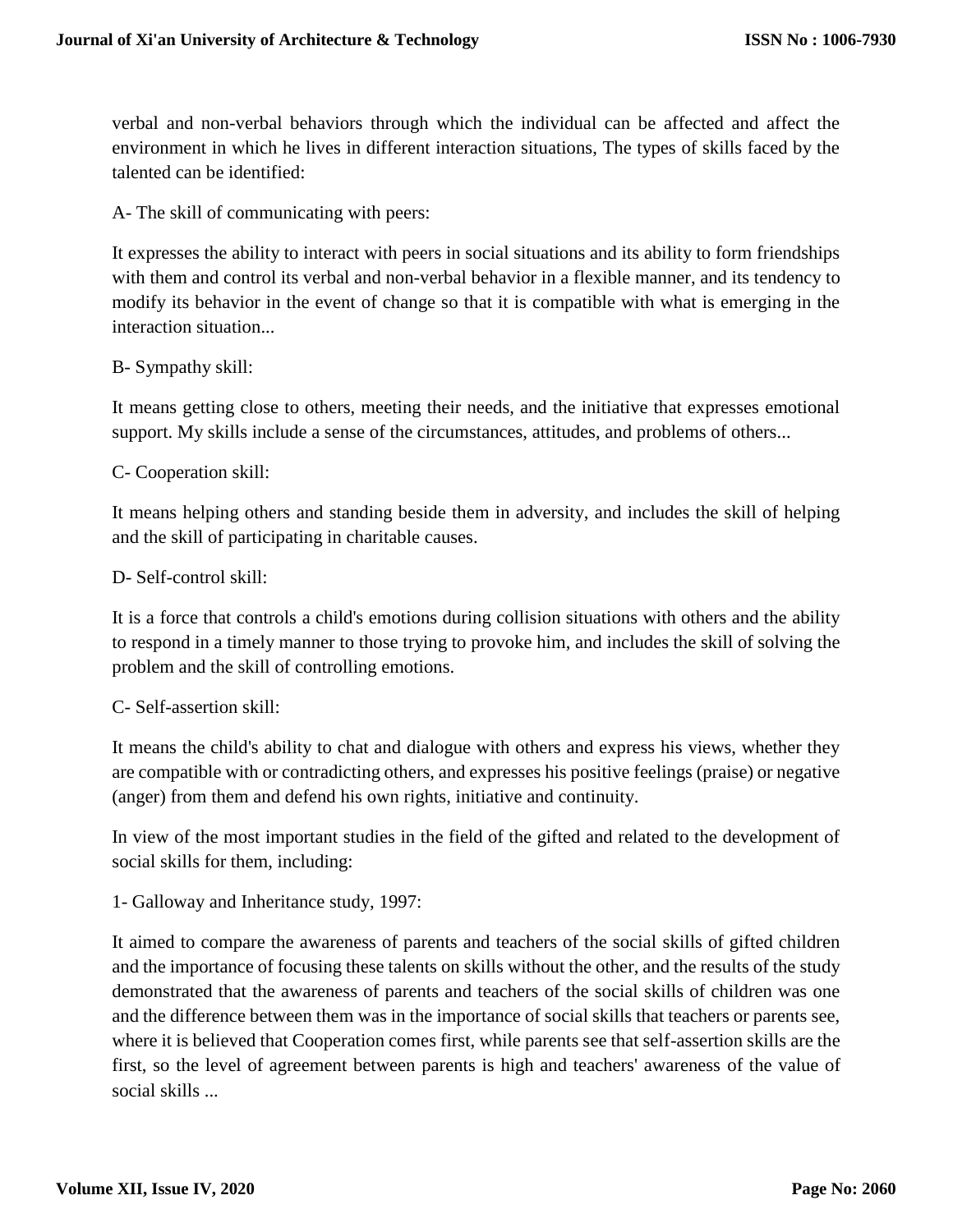verbal and non-verbal behaviors through which the individual can be affected and affect the environment in which he lives in different interaction situations, The types of skills faced by the talented can be identified:

A- The skill of communicating with peers:

It expresses the ability to interact with peers in social situations and its ability to form friendships with them and control its verbal and non-verbal behavior in a flexible manner, and its tendency to modify its behavior in the event of change so that it is compatible with what is emerging in the interaction situation...

B- Sympathy skill:

It means getting close to others, meeting their needs, and the initiative that expresses emotional support. My skills include a sense of the circumstances, attitudes, and problems of others...

C- Cooperation skill:

It means helping others and standing beside them in adversity, and includes the skill of helping and the skill of participating in charitable causes.

D- Self-control skill:

It is a force that controls a child's emotions during collision situations with others and the ability to respond in a timely manner to those trying to provoke him, and includes the skill of solving the problem and the skill of controlling emotions.

C- Self-assertion skill:

It means the child's ability to chat and dialogue with others and express his views, whether they are compatible with or contradicting others, and expresses his positive feelings (praise) or negative (anger) from them and defend his own rights, initiative and continuity.

In view of the most important studies in the field of the gifted and related to the development of social skills for them, including:

1- Galloway and Inheritance study, 1997:

It aimed to compare the awareness of parents and teachers of the social skills of gifted children and the importance of focusing these talents on skills without the other, and the results of the study demonstrated that the awareness of parents and teachers of the social skills of children was one and the difference between them was in the importance of social skills that teachers or parents see, where it is believed that Cooperation comes first, while parents see that self-assertion skills are the first, so the level of agreement between parents is high and teachers' awareness of the value of social skills ...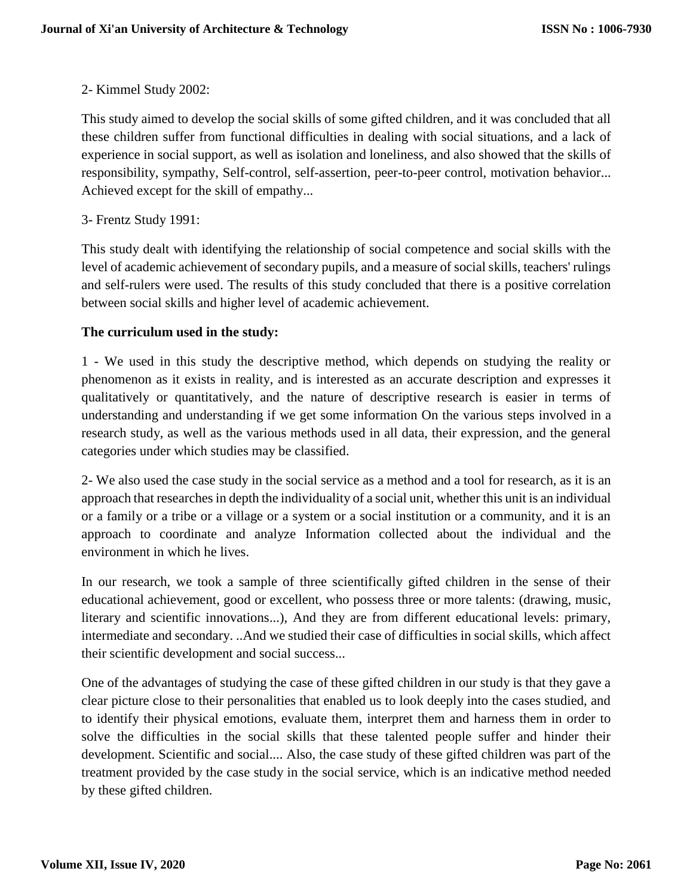2- Kimmel Study 2002:

This study aimed to develop the social skills of some gifted children, and it was concluded that all these children suffer from functional difficulties in dealing with social situations, and a lack of experience in social support, as well as isolation and loneliness, and also showed that the skills of responsibility, sympathy, Self-control, self-assertion, peer-to-peer control, motivation behavior... Achieved except for the skill of empathy...

3- Frentz Study 1991:

This study dealt with identifying the relationship of social competence and social skills with the level of academic achievement of secondary pupils, and a measure of social skills, teachers' rulings and self-rulers were used. The results of this study concluded that there is a positive correlation between social skills and higher level of academic achievement.

**The curriculum used in the study:**

1 - We used in this study the descriptive method, which depends on studying the reality or phenomenon as it exists in reality, and is interested as an accurate description and expresses it qualitatively or quantitatively, and the nature of descriptive research is easier in terms of understanding and understanding if we get some information On the various steps involved in a research study, as well as the various methods used in all data, their expression, and the general categories under which studies may be classified.

2- We also used the case study in the social service as a method and a tool for research, as it is an approach that researches in depth the individuality of a social unit, whether this unit is an individual or a family or a tribe or a village or a system or a social institution or a community, and it is an approach to coordinate and analyze Information collected about the individual and the environment in which he lives.

In our research, we took a sample of three scientifically gifted children in the sense of their educational achievement, good or excellent, who possess three or more talents: (drawing, music, literary and scientific innovations...), And they are from different educational levels: primary, intermediate and secondary. ..And we studied their case of difficulties in social skills, which affect their scientific development and social success...

One of the advantages of studying the case of these gifted children in our study is that they gave a clear picture close to their personalities that enabled us to look deeply into the cases studied, and to identify their physical emotions, evaluate them, interpret them and harness them in order to solve the difficulties in the social skills that these talented people suffer and hinder their development. Scientific and social.... Also, the case study of these gifted children was part of the treatment provided by the case study in the social service, which is an indicative method needed by these gifted children.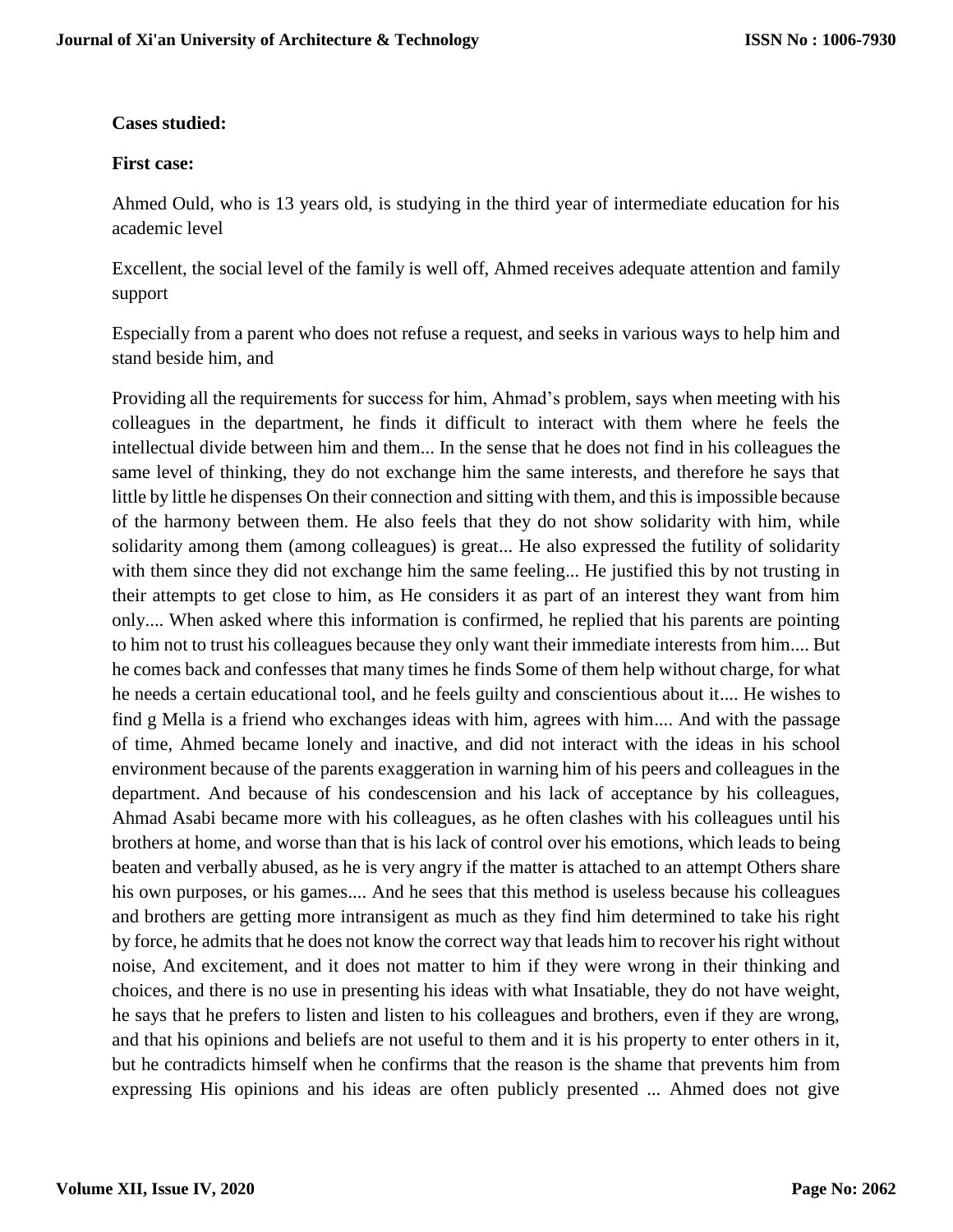**Cases studied:**

**First case:**

Ahmed Ould, who is 13 years old, is studying in the third year of intermediate education for his academic level

Excellent, the social level of the family is well off, Ahmed receives adequate attention and family support

Especially from a parent who does not refuse a request, and seeks in various ways to help him and stand beside him, and

Providing all the requirements for success for him, Ahmad's problem, says when meeting with his colleagues in the department, he finds it difficult to interact with them where he feels the intellectual divide between him and them... In the sense that he does not find in his colleagues the same level of thinking, they do not exchange him the same interests, and therefore he says that little by little he dispenses On their connection and sitting with them, and this is impossible because of the harmony between them. He also feels that they do not show solidarity with him, while solidarity among them (among colleagues) is great... He also expressed the futility of solidarity with them since they did not exchange him the same feeling... He justified this by not trusting in their attempts to get close to him, as He considers it as part of an interest they want from him only.... When asked where this information is confirmed, he replied that his parents are pointing to him not to trust his colleagues because they only want their immediate interests from him.... But he comes back and confesses that many times he finds Some of them help without charge, for what he needs a certain educational tool, and he feels guilty and conscientious about it.... He wishes to find g Mella is a friend who exchanges ideas with him, agrees with him.... And with the passage of time, Ahmed became lonely and inactive, and did not interact with the ideas in his school environment because of the parents exaggeration in warning him of his peers and colleagues in the department. And because of his condescension and his lack of acceptance by his colleagues, Ahmad Asabi became more with his colleagues, as he often clashes with his colleagues until his brothers at home, and worse than that is his lack of control over his emotions, which leads to being beaten and verbally abused, as he is very angry if the matter is attached to an attempt Others share his own purposes, or his games.... And he sees that this method is useless because his colleagues and brothers are getting more intransigent as much as they find him determined to take his right by force, he admits that he does not know the correct way that leads him to recover his right without noise, And excitement, and it does not matter to him if they were wrong in their thinking and choices, and there is no use in presenting his ideas with what Insatiable, they do not have weight, he says that he prefers to listen and listen to his colleagues and brothers, even if they are wrong, and that his opinions and beliefs are not useful to them and it is his property to enter others in it, but he contradicts himself when he confirms that the reason is the shame that prevents him from expressing His opinions and his ideas are often publicly presented ... Ahmed does not give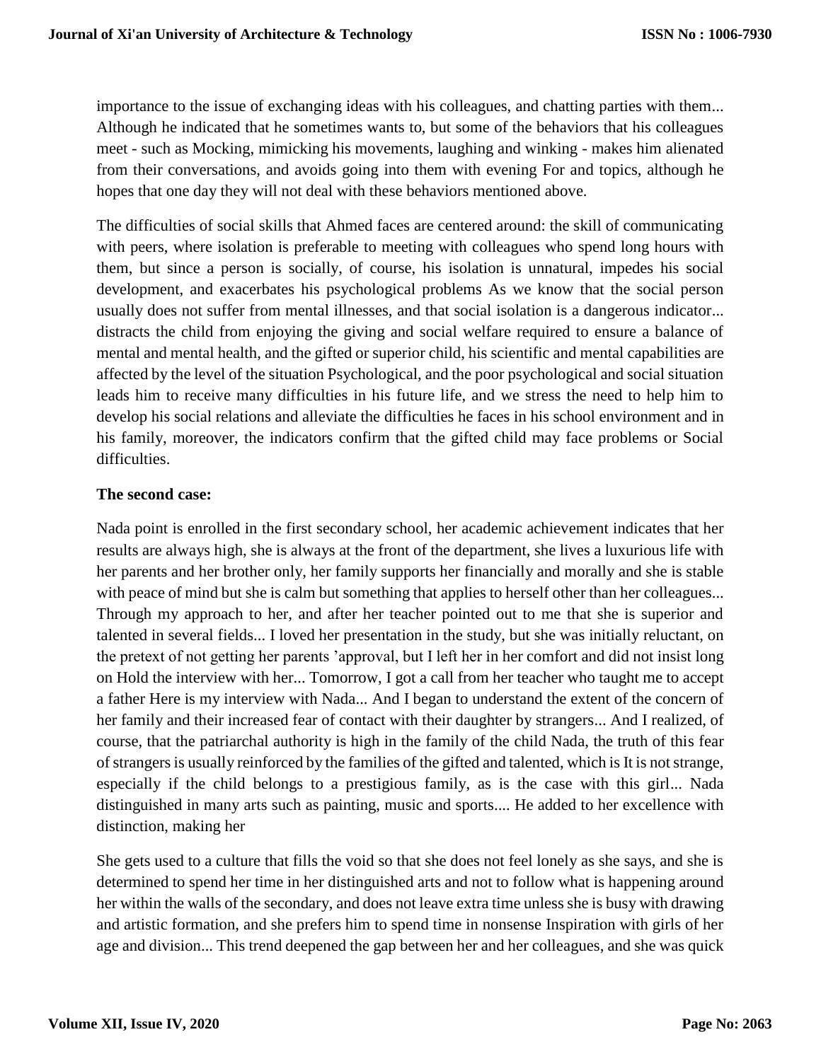importance to the issue of exchanging ideas with his colleagues, and chatting parties with them... Although he indicated that he sometimes wants to, but some of the behaviors that his colleagues meet - such as Mocking, mimicking his movements, laughing and winking - makes him alienated from their conversations, and avoids going into them with evening For and topics, although he hopes that one day they will not deal with these behaviors mentioned above.

The difficulties of social skills that Ahmed faces are centered around: the skill of communicating with peers, where isolation is preferable to meeting with colleagues who spend long hours with them, but since a person is socially, of course, his isolation is unnatural, impedes his social development, and exacerbates his psychological problems As we know that the social person usually does not suffer from mental illnesses, and that social isolation is a dangerous indicator... distracts the child from enjoying the giving and social welfare required to ensure a balance of mental and mental health, and the gifted or superior child, his scientific and mental capabilities are affected by the level of the situation Psychological, and the poor psychological and social situation leads him to receive many difficulties in his future life, and we stress the need to help him to develop his social relations and alleviate the difficulties he faces in his school environment and in his family, moreover, the indicators confirm that the gifted child may face problems or Social difficulties.

**The second case:**

Nada point is enrolled in the first secondary school, her academic achievement indicates that her results are always high, she is always at the front of the department, she lives a luxurious life with her parents and her brother only, her family supports her financially and morally and she is stable with peace of mind but she is calm but something that applies to herself other than her colleagues... Through my approach to her, and after her teacher pointed out to me that she is superior and talented in several fields... I loved her presentation in the study, but she was initially reluctant, on the pretext of not getting her parents 'approval, but I left her in her comfort and did not insist long on Hold the interview with her... Tomorrow, I got a call from her teacher who taught me to accept a father Here is my interview with Nada... And I began to understand the extent of the concern of her family and their increased fear of contact with their daughter by strangers... And I realized, of course, that the patriarchal authority is high in the family of the child Nada, the truth of this fear of strangers is usually reinforced by the families of the gifted and talented, which is It is not strange, especially if the child belongs to a prestigious family, as is the case with this girl... Nada distinguished in many arts such as painting, music and sports.... He added to her excellence with distinction, making her

She gets used to a culture that fills the void so that she does not feel lonely as she says, and she is determined to spend her time in her distinguished arts and not to follow what is happening around her within the walls of the secondary, and does not leave extra time unless she is busy with drawing and artistic formation, and she prefers him to spend time in nonsense Inspiration with girls of her age and division... This trend deepened the gap between her and her colleagues, and she was quick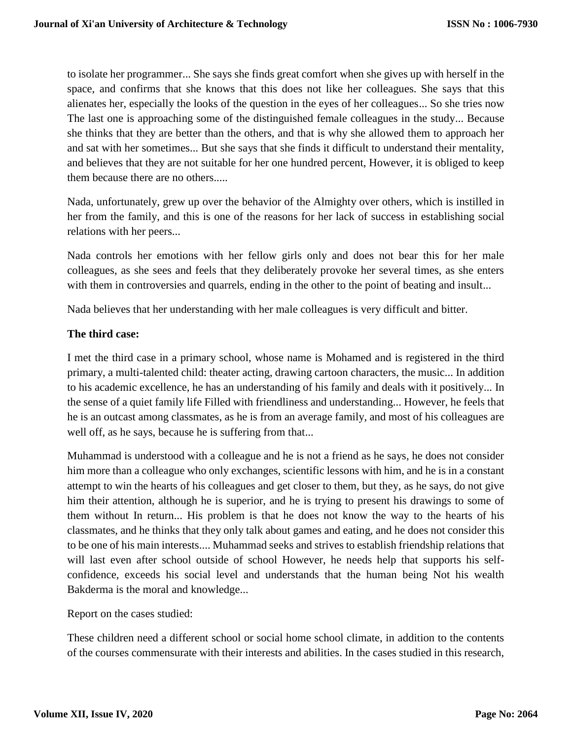to isolate her programmer... She says she finds great comfort when she gives up with herself in the space, and confirms that she knows that this does not like her colleagues. She says that this alienates her, especially the looks of the question in the eyes of her colleagues... So she tries now The last one is approaching some of the distinguished female colleagues in the study... Because she thinks that they are better than the others, and that is why she allowed them to approach her and sat with her sometimes... But she says that she finds it difficult to understand their mentality, and believes that they are not suitable for her one hundred percent, However, it is obliged to keep them because there are no others.....

Nada, unfortunately, grew up over the behavior of the Almighty over others, which is instilled in her from the family, and this is one of the reasons for her lack of success in establishing social relations with her peers...

Nada controls her emotions with her fellow girls only and does not bear this for her male colleagues, as she sees and feels that they deliberately provoke her several times, as she enters with them in controversies and quarrels, ending in the other to the point of beating and insult...

Nada believes that her understanding with her male colleagues is very difficult and bitter.

**The third case:**

I met the third case in a primary school, whose name is Mohamed and is registered in the third primary, a multi-talented child: theater acting, drawing cartoon characters, the music... In addition to his academic excellence, he has an understanding of his family and deals with it positively... In the sense of a quiet family life Filled with friendliness and understanding... However, he feels that he is an outcast among classmates, as he is from an average family, and most of his colleagues are well off, as he says, because he is suffering from that...

Muhammad is understood with a colleague and he is not a friend as he says, he does not consider him more than a colleague who only exchanges, scientific lessons with him, and he is in a constant attempt to win the hearts of his colleagues and get closer to them, but they, as he says, do not give him their attention, although he is superior, and he is trying to present his drawings to some of them without In return... His problem is that he does not know the way to the hearts of his classmates, and he thinks that they only talk about games and eating, and he does not consider this to be one of his main interests.... Muhammad seeks and strives to establish friendship relations that will last even after school outside of school However, he needs help that supports his self-confidence, exceeds his social level and understands that the human being Not his wealth Bakderma is the moral and knowledge...

Report on the cases studied:

These children need a different school or social home school climate, in addition to the contents of the courses commensurate with their interests and abilities. In the cases studied in this research,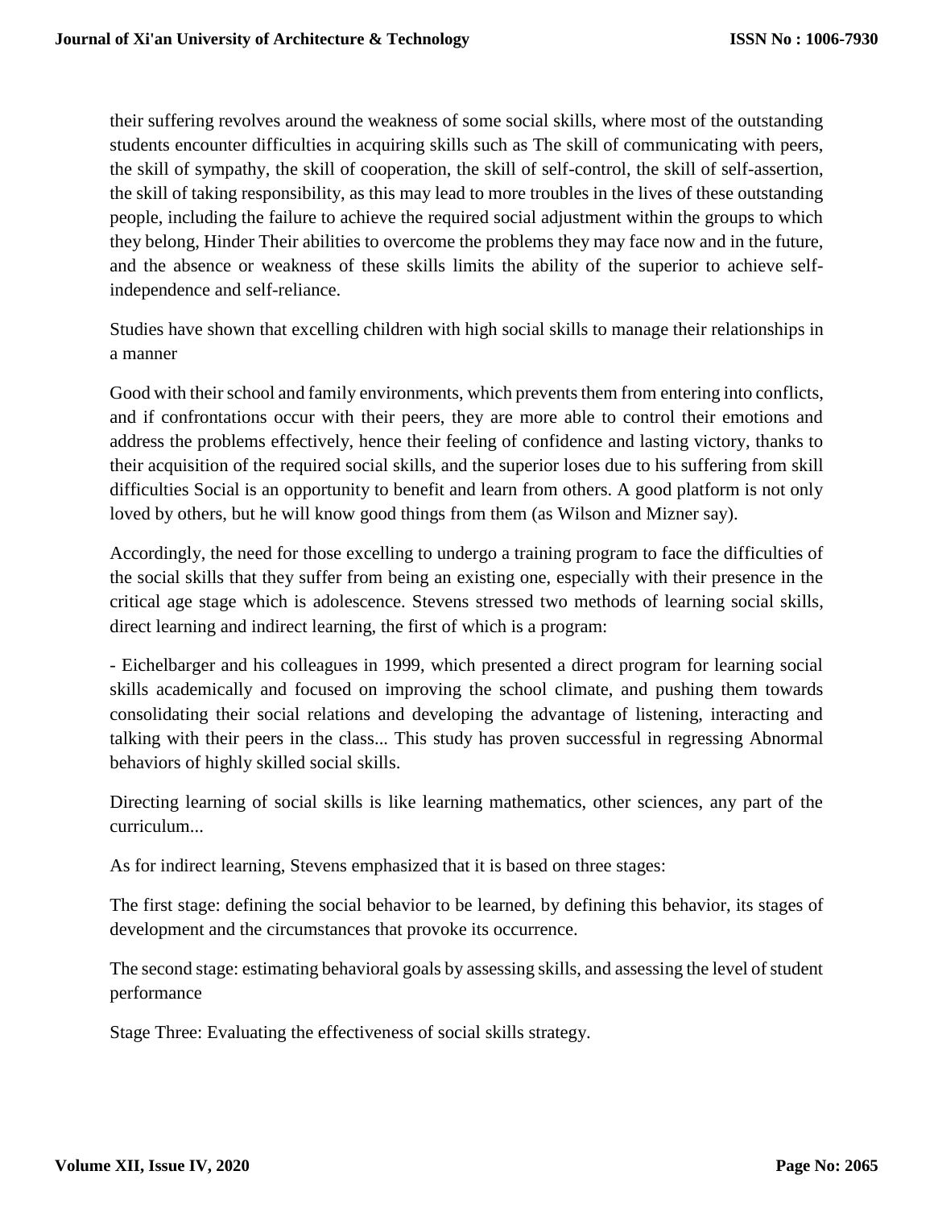their suffering revolves around the weakness of some social skills, where most of the outstanding students encounter difficulties in acquiring skills such as The skill of communicating with peers, the skill of sympathy, the skill of cooperation, the skill of self-control, the skill of self-assertion, the skill of taking responsibility, as this may lead to more troubles in the lives of these outstanding people, including the failure to achieve the required social adjustment within the groups to which they belong, Hinder Their abilities to overcome the problems they may face now and in the future, and the absence or weakness of these skills limits the ability of the superior to achieve self-independence and self-reliance.

Studies have shown that excelling children with high social skills to manage their relationships in a manner

Good with their school and family environments, which prevents them from entering into conflicts, and if confrontations occur with their peers, they are more able to control their emotions and address the problems effectively, hence their feeling of confidence and lasting victory, thanks to their acquisition of the required social skills, and the superior loses due to his suffering from skill difficulties Social is an opportunity to benefit and learn from others. A good platform is not only loved by others, but he will know good things from them (as Wilson and Mizner say).

Accordingly, the need for those excelling to undergo a training program to face the difficulties of the social skills that they suffer from being an existing one, especially with their presence in the critical age stage which is adolescence. Stevens stressed two methods of learning social skills, direct learning and indirect learning, the first of which is a program:

- Eichelbarger and his colleagues in 1999, which presented a direct program for learning social skills academically and focused on improving the school climate, and pushing them towards consolidating their social relations and developing the advantage of listening, interacting and talking with their peers in the class... This study has proven successful in regressing Abnormal behaviors of highly skilled social skills.

Directing learning of social skills is like learning mathematics, other sciences, any part of the curriculum...

As for indirect learning, Stevens emphasized that it is based on three stages:

The first stage: defining the social behavior to be learned, by defining this behavior, its stages of development and the circumstances that provoke its occurrence.

The second stage: estimating behavioral goals by assessing skills, and assessing the level of student performance

Stage Three: Evaluating the effectiveness of social skills strategy.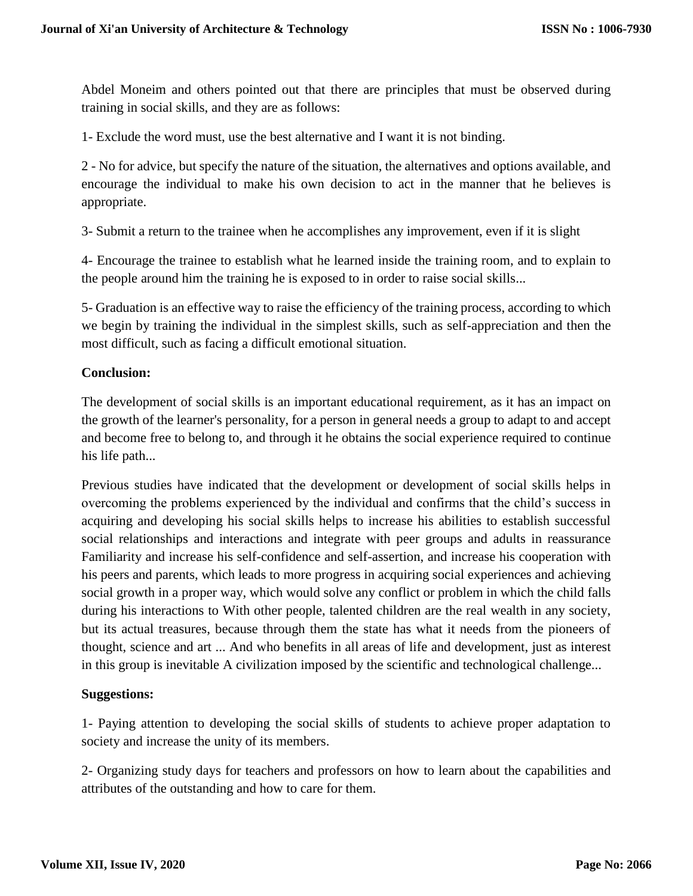Abdel Moneim and others pointed out that there are principles that must be observed during training in social skills, and they are as follows:

1- Exclude the word must, use the best alternative and I want it is not binding.

2 - No for advice, but specify the nature of the situation, the alternatives and options available, and encourage the individual to make his own decision to act in the manner that he believes is appropriate.

3- Submit a return to the trainee when he accomplishes any improvement, even if it is slight

4- Encourage the trainee to establish what he learned inside the training room, and to explain to the people around him the training he is exposed to in order to raise social skills...

5- Graduation is an effective way to raise the efficiency of the training process, according to which we begin by training the individual in the simplest skills, such as self-appreciation and then the most difficult, such as facing a difficult emotional situation.

**Conclusion:**

The development of social skills is an important educational requirement, as it has an impact on the growth of the learner's personality, for a person in general needs a group to adapt to and accept and become free to belong to, and through it he obtains the social experience required to continue his life path...

Previous studies have indicated that the development or development of social skills helps in overcoming the problems experienced by the individual and confirms that the child's success in acquiring and developing his social skills helps to increase his abilities to establish successful social relationships and interactions and integrate with peer groups and adults in reassurance Familiarity and increase his self-confidence and self-assertion, and increase his cooperation with his peers and parents, which leads to more progress in acquiring social experiences and achieving social growth in a proper way, which would solve any conflict or problem in which the child falls during his interactions to With other people, talented children are the real wealth in any society, but its actual treasures, because through them the state has what it needs from the pioneers of thought, science and art ... And who benefits in all areas of life and development, just as interest in this group is inevitable A civilization imposed by the scientific and technological challenge...

**Suggestions:**

1- Paying attention to developing the social skills of students to achieve proper adaptation to society and increase the unity of its members.

2- Organizing study days for teachers and professors on how to learn about the capabilities and attributes of the outstanding and how to care for them.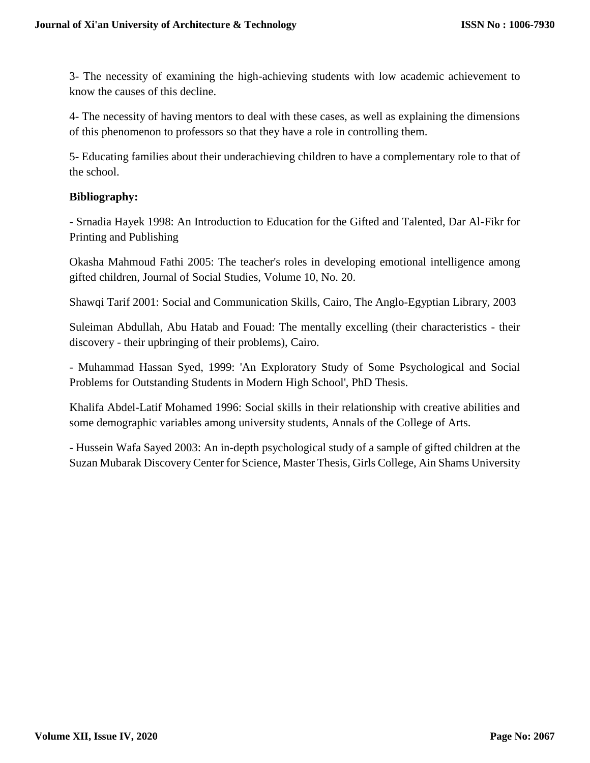3- The necessity of examining the high-achieving students with low academic achievement to know the causes of this decline.

4- The necessity of having mentors to deal with these cases, as well as explaining the dimensions of this phenomenon to professors so that they have a role in controlling them.

5- Educating families about their underachieving children to have a complementary role to that of the school.

**Bibliography:**

- Srnadia Hayek 1998: An Introduction to Education for the Gifted and Talented, Dar Al-Fikr for Printing and Publishing

Okasha Mahmoud Fathi 2005: The teacher's roles in developing emotional intelligence among gifted children, Journal of Social Studies, Volume 10, No. 20.

Shawqi Tarif 2001: Social and Communication Skills, Cairo, The Anglo-Egyptian Library, 2003

Suleiman Abdullah, Abu Hatab and Fouad: The mentally excelling (their characteristics - their discovery - their upbringing of their problems), Cairo.

- Muhammad Hassan Syed, 1999: 'An Exploratory Study of Some Psychological and Social Problems for Outstanding Students in Modern High School', PhD Thesis.

Khalifa Abdel-Latif Mohamed 1996: Social skills in their relationship with creative abilities and some demographic variables among university students, Annals of the College of Arts.

- Hussein Wafa Sayed 2003: An in-depth psychological study of a sample of gifted children at the Suzan Mubarak Discovery Center for Science, Master Thesis, Girls College, Ain Shams University